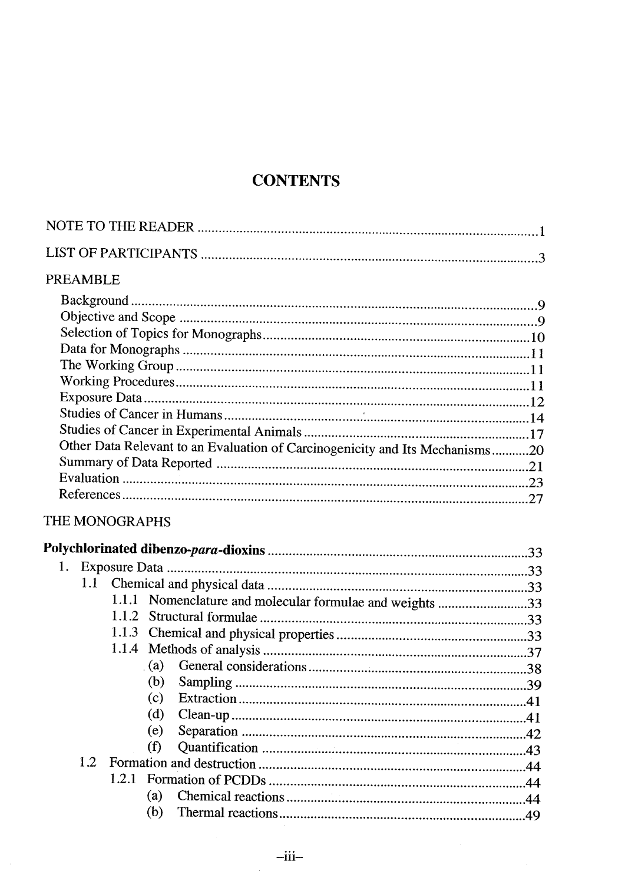# CONTENTS

NOTE TO THE READER ........................................................................................ 1

LIST OF PARTICIPANTS ..................................................................................... 3

PREAMBLE

Background ........................................................................................................ 9
Objective and Scope ........................................................................................... 9
Selection of Topics for Monographs ................................................................ 10
Data for Monographs ........................................................................................ 11
The Working Group .......................................................................................... 11
Working Procedures .......................................................................................... 11
Exposure Data ................................................................................................... 12
Studies of Cancer in Humans ........................................................................... 14
Studies of Cancer in Experimental Animals ..................................................... 17
Other Data Relevant to an Evaluation of Carcinogenicity and Its Mechanisms ........... 20
Summary of Data Reported .............................................................................. 21
Evaluation ......................................................................................................... 23
References ......................................................................................................... 27

THE MONOGRAPHS

**Polychlorinated dibenzo-*para*-dioxins** ........................................................... 33

1. Exposure Data ................................................................................................ 33
   1.1 Chemical and physical data ....................................................................... 33
      1.1.1 Nomenclature and molecular formulae and weights ........................ 33
      1.1.2 Structural formulae ........................................................................... 33
      1.1.3 Chemical and physical properties ...................................................... 33
      1.1.4 Methods of analysis ........................................................................... 37
         (a) General considerations ......................................................................... 38
         (b) Sampling ............................................................................................... 39
         (c) Extraction ............................................................................................. 41
         (d) Clean-up ................................................................................................ 41
         (e) Separation ............................................................................................. 42
         (f) Quantification ........................................................................................ 43
   1.2 Formation and destruction .......................................................................... 44
      1.2.1 Formation of PCDDs ......................................................................... 44
         (a) Chemical reactions ................................................................................ 44
         (b) Thermal reactions ................................................................................. 49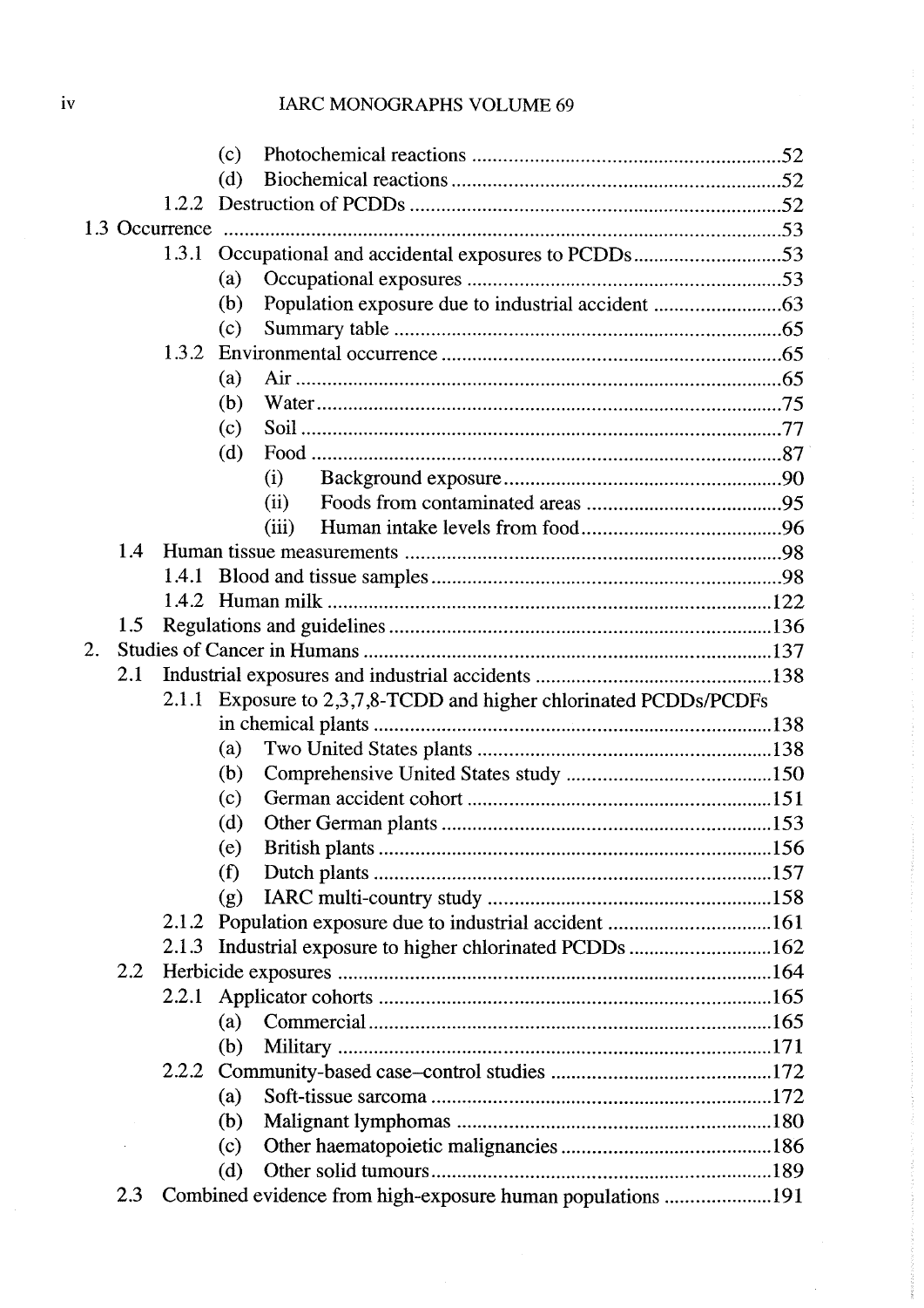(c) Photochemical reactions .......................................................... 52
(d) Biochemical reactions ............................................................. 52
1.2.2 Destruction of PCDDs ..................................................................... 52
1.3 Occurrence ......................................................................................... 53
1.3.1 Occupational and accidental exposures to PCDDs .......................... 53
(a) Occupational exposures ........................................................... 53
(b) Population exposure due to industrial accident ........................ 63
(c) Summary table ......................................................................... 65
1.3.2 Environmental occurrence ............................................................... 65
(a) Air ........................................................................................... 65
(b) Water ....................................................................................... 75
(c) Soil .......................................................................................... 77
(d) Food ........................................................................................ 87
(i) Background exposure .................................................... 90
(ii) Foods from contaminated areas ..................................... 95
(iii) Human intake levels from food ...................................... 96
1.4 Human tissue measurements ............................................................... 98
1.4.1 Blood and tissue samples ................................................................ 98
1.4.2 Human milk .................................................................................... 122
1.5 Regulations and guidelines .................................................................. 136
2. Studies of Cancer in Humans ................................................................... 137
2.1 Industrial exposures and industrial accidents ...................................... 138
2.1.1 Exposure to 2,3,7,8-TCDD and higher chlorinated PCDDs/PCDFs in chemical plants ......... 138
(a) Two United States plants ......................................................... 138
(b) Comprehensive United States study ........................................ 150
(c) German accident cohort .......................................................... 151
(d) Other German plants ............................................................... 153
(e) British plants .......................................................................... 156
(f) Dutch plants ............................................................................ 157
(g) IARC multi-country study ....................................................... 158
2.1.2 Population exposure due to industrial accident ............................... 161
2.1.3 Industrial exposure to higher chlorinated PCDDs ........................... 162
2.2 Herbicide exposures ............................................................................ 164
2.2.1 Applicator cohorts .......................................................................... 165
(a) Commercial ............................................................................. 165
(b) Military ................................................................................... 171
2.2.2 Community-based case–control studies ......................................... 172
(a) Soft-tissue sarcoma ................................................................. 172
(b) Malignant lymphomas ............................................................ 180
(c) Other haematopoietic malignancies ........................................ 186
(d) Other solid tumours ................................................................ 189
2.3 Combined evidence from high-exposure human populations ............. 191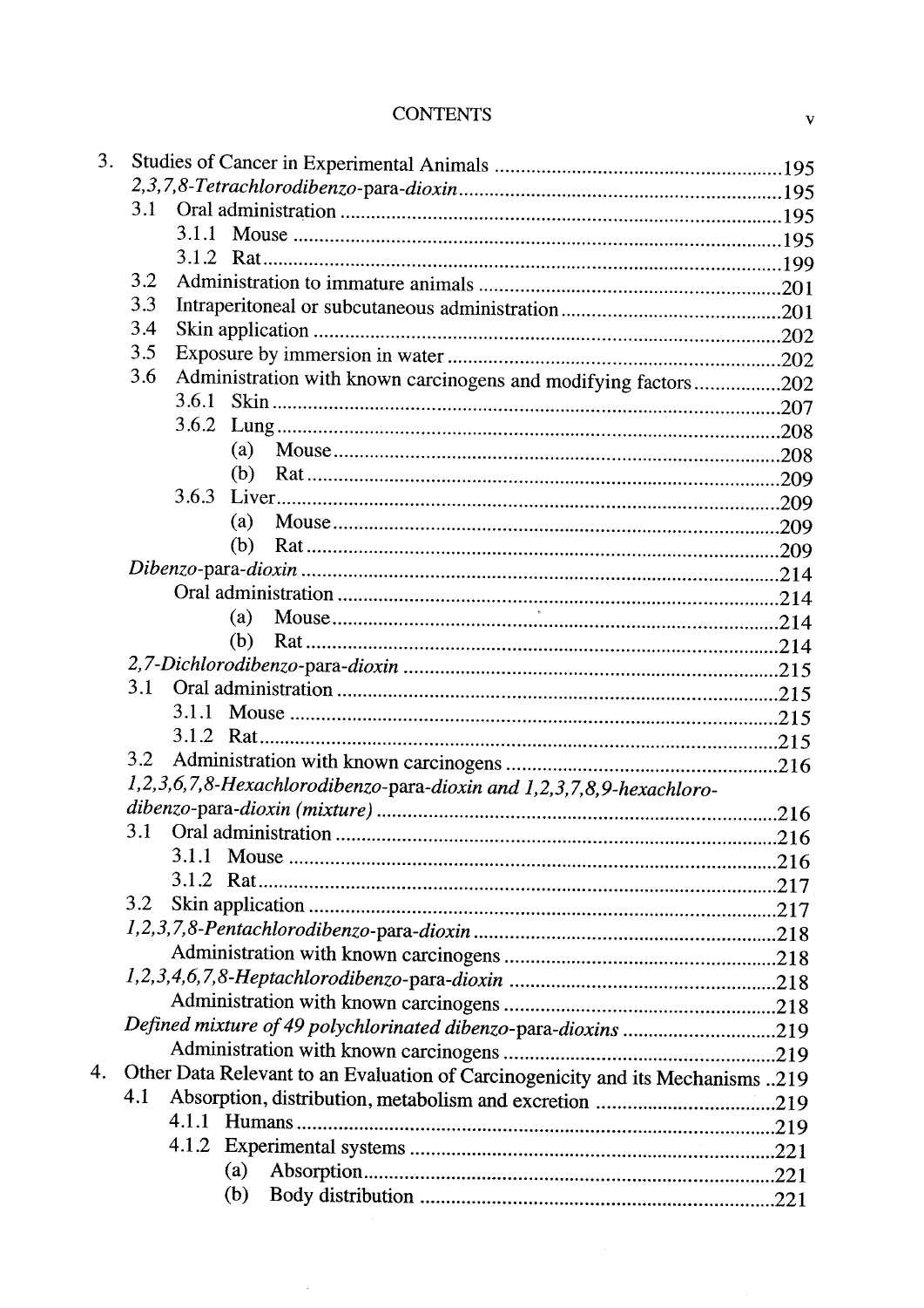CONTENTS

3. Studies of Cancer in Experimental Animals .......................................................195
   *2,3,7,8-Tetrachlorodibenzo*-para-*dioxin*..............................................................195
   3.1 Oral administration ...................................................................................195
      3.1.1 Mouse ..............................................................................................195
      3.1.2 Rat.....................................................................................................199
   3.2 Administration to immature animals ..........................................................201
   3.3 Intraperitoneal or subcutaneous administration..........................................201
   3.4 Skin application .........................................................................................202
   3.5 Exposure by immersion in water ................................................................202
   3.6 Administration with known carcinogens and modifying factors.................202
      3.6.1 Skin....................................................................................................207
      3.6.2 Lung...................................................................................................208
         (a) Mouse.........................................................................................208
         (b) Rat..............................................................................................209
      3.6.3 Liver...................................................................................................209
         (a) Mouse.........................................................................................209
         (b) Rat..............................................................................................209
   *Dibenzo*-para-*dioxin* ............................................................................................214
      Oral administration ....................................................................................214
         (a) Mouse.........................................................................................214
         (b) Rat..............................................................................................214
   *2,7-Dichlorodibenzo*-para-*dioxin* .......................................................................215
   3.1 Oral administration ....................................................................................215
      3.1.1 Mouse ..............................................................................................215
      3.1.2 Rat.....................................................................................................215
   3.2 Administration with known carcinogens ...................................................216
   *1,2,3,6,7,8-Hexachlorodibenzo*-para-*dioxin and 1,2,3,7,8,9-hexachloro-dibenzo*-para-*dioxin (mixture)* .............................................................................216
   3.1 Oral administration ....................................................................................216
      3.1.1 Mouse ..............................................................................................216
      3.1.2 Rat.....................................................................................................217
   3.2 Skin application .........................................................................................217
   *1,2,3,7,8-Pentachlorodibenzo*-para-*dioxin*..........................................................218
      Administration with known carcinogens ....................................................218
   *1,2,3,4,6,7,8-Heptachlorodibenzo*-para-*dioxin* ...................................................218
      Administration with known carcinogens ....................................................218
   *Defined mixture of 49 polychlorinated dibenzo*-para-*dioxins* .............................219
      Administration with known carcinogens ....................................................219
4. Other Data Relevant to an Evaluation of Carcinogenicity and its Mechanisms ..219
   4.1 Absorption, distribution, metabolism and excretion ..................................219
      4.1.1 Humans ............................................................................................219
      4.1.2 Experimental systems .......................................................................221
         (a) Absorption...................................................................................221
         (b) Body distribution ........................................................................221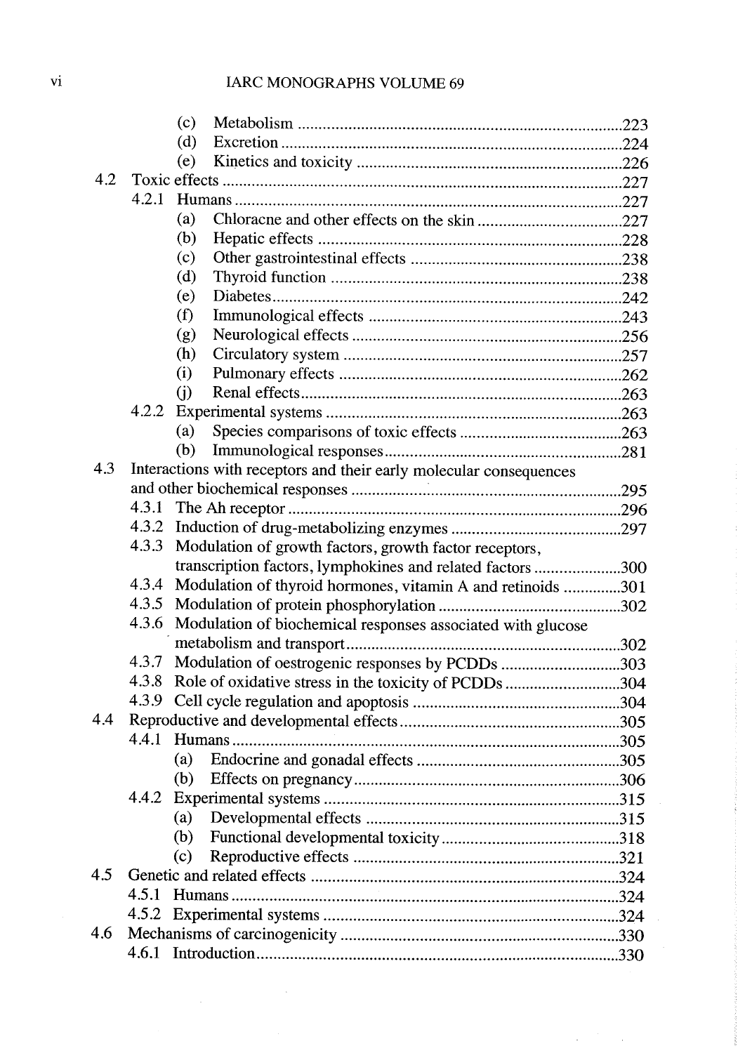(c) Metabolism ............................................................................223
(d) Excretion ................................................................................224
(e) Kinetics and toxicity ...............................................................226

4.2 Toxic effects ...............................................................................................227
4.2.1 Humans ............................................................................................227
(a) Chloracne and other effects on the skin ...................................227
(b) Hepatic effects .........................................................................228
(c) Other gastrointestinal effects ...................................................238
(d) Thyroid function ......................................................................238
(e) Diabetes ...................................................................................242
(f) Immunological effects .............................................................243
(g) Neurological effects .................................................................256
(h) Circulatory system ...................................................................257
(i) Pulmonary effects ....................................................................262
(j) Renal effects .............................................................................263

4.2.2 Experimental systems ......................................................................263
(a) Species comparisons of toxic effects .......................................263
(b) Immunological responses .........................................................281

4.3 Interactions with receptors and their early molecular consequences and other biochemical responses .................................................................295
4.3.1 The Ah receptor ...............................................................................296
4.3.2 Induction of drug-metabolizing enzymes .........................................297
4.3.3 Modulation of growth factors, growth factor receptors, transcription factors, lymphokines and related factors .....................300
4.3.4 Modulation of thyroid hormones, vitamin A and retinoids ..............301
4.3.5 Modulation of protein phosphorylation ...........................................302
4.3.6 Modulation of biochemical responses associated with glucose metabolism and transport .................................................................302
4.3.7 Modulation of oestrogenic responses by PCDDs .............................303
4.3.8 Role of oxidative stress in the toxicity of PCDDs ............................304
4.3.9 Cell cycle regulation and apoptosis .................................................304

4.4 Reproductive and developmental effects .....................................................305
4.4.1 Humans ............................................................................................305
(a) Endocrine and gonadal effects .................................................305
(b) Effects on pregnancy ................................................................306

4.4.2 Experimental systems ......................................................................315
(a) Developmental effects .............................................................315
(b) Functional developmental toxicity ...........................................318
(c) Reproductive effects ...............................................................321

4.5 Genetic and related effects .........................................................................324
4.5.1 Humans ............................................................................................324
4.5.2 Experimental systems ......................................................................324

4.6 Mechanisms of carcinogenicity ..................................................................330
4.6.1 Introduction .....................................................................................330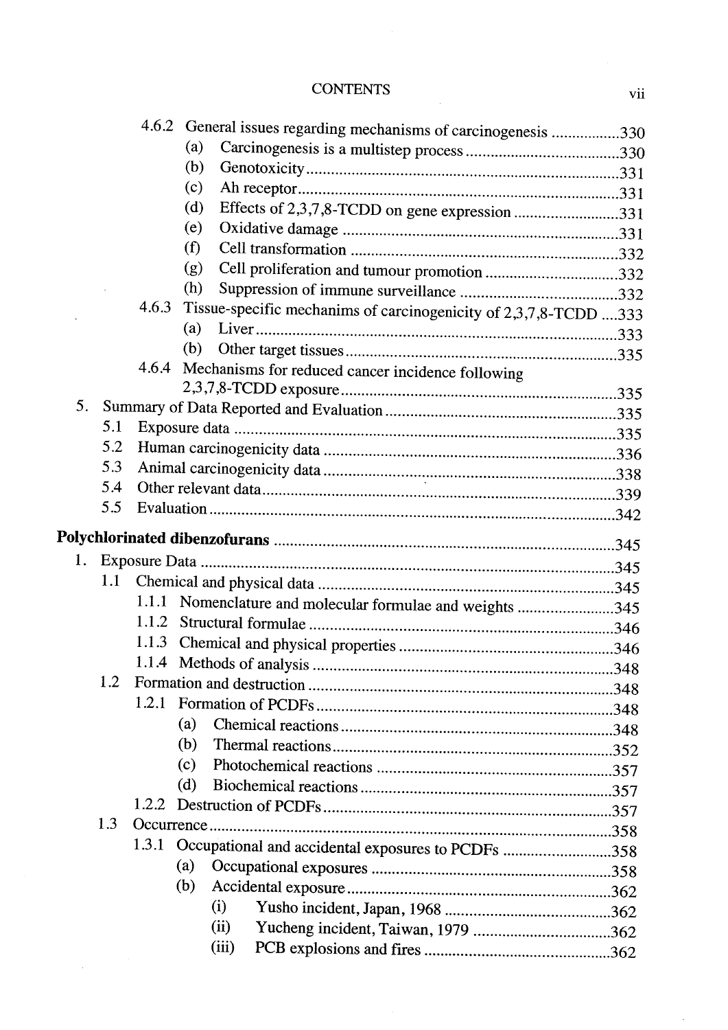4.6.2 General issues regarding mechanisms of carcinogenesis ....................330
- (a) Carcinogenesis is a multistep process ....................330
- (b) Genotoxicity ....................331
- (c) Ah receptor ....................331
- (d) Effects of 2,3,7,8-TCDD on gene expression ....................331
- (e) Oxidative damage ....................331
- (f) Cell transformation ....................332
- (g) Cell proliferation and tumour promotion ....................332
- (h) Suppression of immune surveillance ....................332

4.6.3 Tissue-specific mechanims of carcinogenicity of 2,3,7,8-TCDD ....333
- (a) Liver ....................333
- (b) Other target tissues ....................335

4.6.4 Mechanisms for reduced cancer incidence following 2,3,7,8-TCDD exposure ....................335

5. Summary of Data Reported and Evaluation ....................335
   - 5.1 Exposure data ....................335
   - 5.2 Human carcinogenicity data ....................336
   - 5.3 Animal carcinogenicity data ....................338
   - 5.4 Other relevant data ....................339
   - 5.5 Evaluation ....................342

**Polychlorinated dibenzofurans** ....................345

1. Exposure Data ....................345
   - 1.1 Chemical and physical data ....................345
     - 1.1.1 Nomenclature and molecular formulae and weights ....................345
     - 1.1.2 Structural formulae ....................346
     - 1.1.3 Chemical and physical properties ....................346
     - 1.1.4 Methods of analysis ....................348
   - 1.2 Formation and destruction ....................348
     - 1.2.1 Formation of PCDFs ....................348
       - (a) Chemical reactions ....................348
       - (b) Thermal reactions ....................352
       - (c) Photochemical reactions ....................357
       - (d) Biochemical reactions ....................357
     - 1.2.2 Destruction of PCDFs ....................357
   - 1.3 Occurrence ....................358
     - 1.3.1 Occupational and accidental exposures to PCDFs ....................358
       - (a) Occupational exposures ....................358
       - (b) Accidental exposure ....................362
         - (i) Yusho incident, Japan, 1968 ....................362
         - (ii) Yucheng incident, Taiwan, 1979 ....................362
         - (iii) PCB explosions and fires ....................362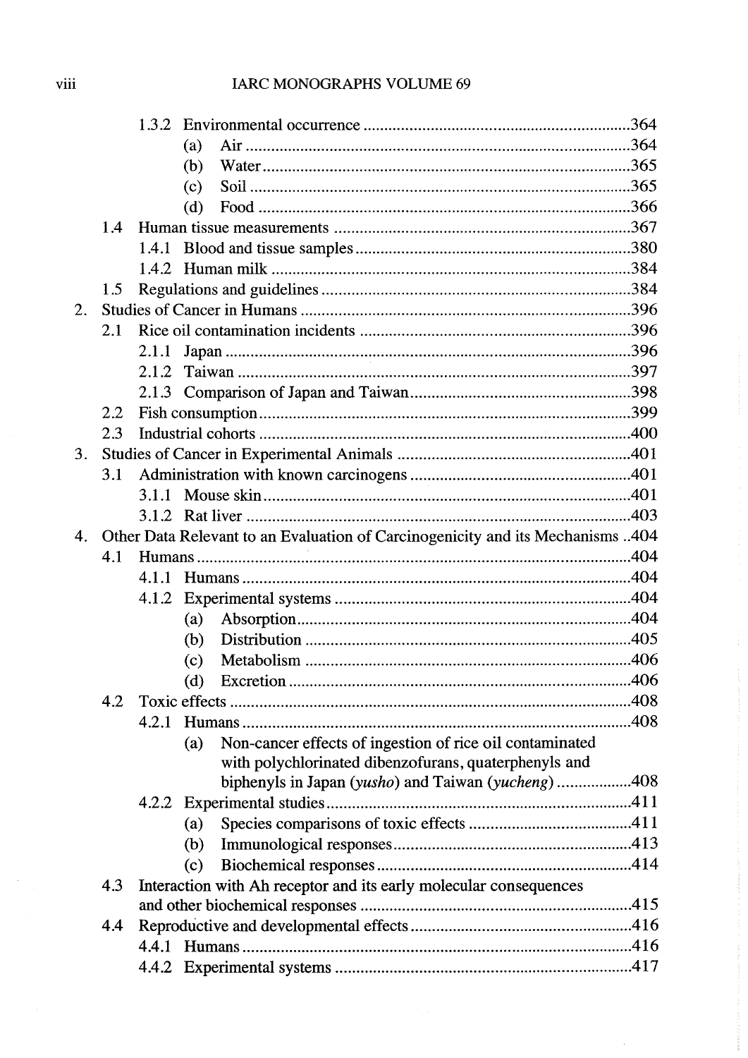1.3.2 Environmental occurrence ....................................................................364
- (a) Air ....................................................................................................364
- (b) Water ................................................................................................365
- (c) Soil ....................................................................................................365
- (d) Food ..................................................................................................366

1.4 Human tissue measurements ....................................................................367

1.4.1 Blood and tissue samples ......................................................................380

1.4.2 Human milk ............................................................................................384

1.5 Regulations and guidelines ......................................................................384

2. Studies of Cancer in Humans ....................................................................396

2.1 Rice oil contamination incidents ..............................................................396

2.1.1 Japan ....................................................................................................396

2.1.2 Taiwan ..................................................................................................397

2.1.3 Comparison of Japan and Taiwan ........................................................398

2.2 Fish consumption ......................................................................................399

2.3 Industrial cohorts ......................................................................................400

3. Studies of Cancer in Experimental Animals ..............................................401

3.1 Administration with known carcinogens ..................................................401

3.1.1 Mouse skin ............................................................................................401

3.1.2 Rat liver ................................................................................................403

4. Other Data Relevant to an Evaluation of Carcinogenicity and its Mechanisms ..404

4.1 Humans ......................................................................................................404

4.1.1 Humans ................................................................................................404

4.1.2 Experimental systems ..........................................................................404
- (a) Absorption ..........................................................................................404
- (b) Distribution ........................................................................................405
- (c) Metabolism ........................................................................................406
- (d) Excretion ............................................................................................406

4.2 Toxic effects ..............................................................................................408

4.2.1 Humans ................................................................................................408
- (a) Non-cancer effects of ingestion of rice oil contaminated with polychlorinated dibenzofurans, quaterphenyls and biphenyls in Japan (*yusho*) and Taiwan (*yucheng*) ..................408

4.2.2 Experimental studies ............................................................................411
- (a) Species comparisons of toxic effects ..................................................411
- (b) Immunological responses ..................................................................413
- (c) Biochemical responses ......................................................................414

4.3 Interaction with Ah receptor and its early molecular consequences and other biochemical responses ..................................................................415

4.4 Reproductive and developmental effects ..................................................416

4.4.1 Humans ................................................................................................416

4.4.2 Experimental systems ..........................................................................417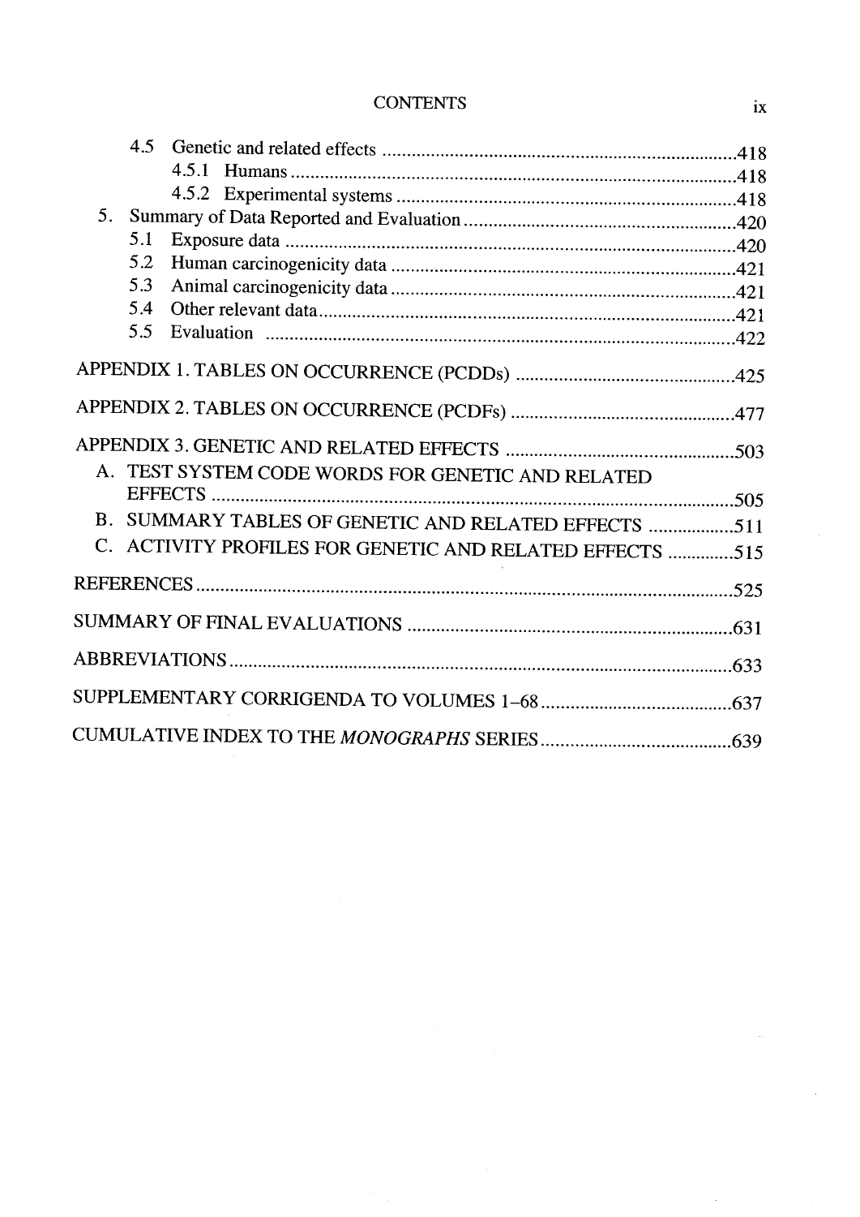4.5 Genetic and related effects ....................................................................418
  4.5.1 Humans ....................................................................418
  4.5.2 Experimental systems ....................................................................418

5. Summary of Data Reported and Evaluation ....................................................................420
  5.1 Exposure data ....................................................................420
  5.2 Human carcinogenicity data ....................................................................421
  5.3 Animal carcinogenicity data ....................................................................421
  5.4 Other relevant data ....................................................................421
  5.5 Evaluation ....................................................................422

APPENDIX 1. TABLES ON OCCURRENCE (PCDDs) ....................................................................425

APPENDIX 2. TABLES ON OCCURRENCE (PCDFs) ....................................................................477

APPENDIX 3. GENETIC AND RELATED EFFECTS ....................................................................503

A. TEST SYSTEM CODE WORDS FOR GENETIC AND RELATED EFFECTS ....................................................................505

B. SUMMARY TABLES OF GENETIC AND RELATED EFFECTS ....................................................................511

C. ACTIVITY PROFILES FOR GENETIC AND RELATED EFFECTS ....................................................................515

REFERENCES ....................................................................525

SUMMARY OF FINAL EVALUATIONS ....................................................................631

ABBREVIATIONS ....................................................................633

SUPPLEMENTARY CORRIGENDA TO VOLUMES 1–68 ....................................................................637

CUMULATIVE INDEX TO THE *MONOGRAPHS* SERIES ....................................................................639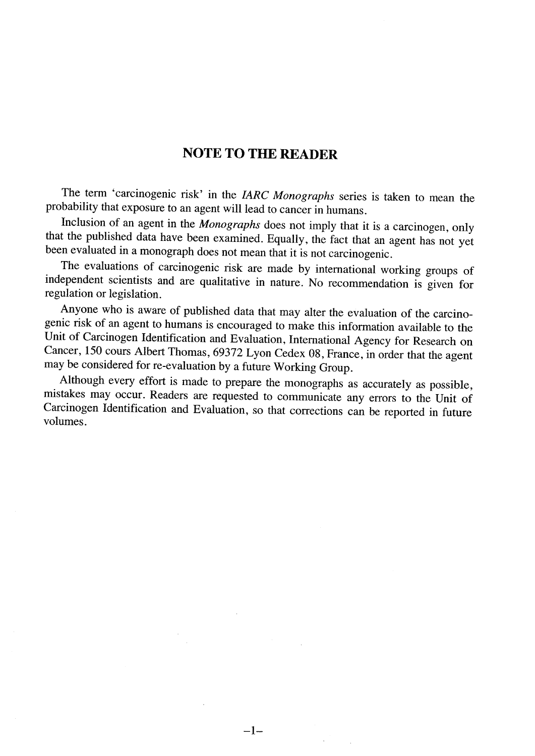# NOTE TO THE READER

The term 'carcinogenic risk' in the *IARC Monographs* series is taken to mean the probability that exposure to an agent will lead to cancer in humans.

Inclusion of an agent in the *Monographs* does not imply that it is a carcinogen, only that the published data have been examined. Equally, the fact that an agent has not yet been evaluated in a monograph does not mean that it is not carcinogenic.

The evaluations of carcinogenic risk are made by international working groups of independent scientists and are qualitative in nature. No recommendation is given for regulation or legislation.

Anyone who is aware of published data that may alter the evaluation of the carcinogenic risk of an agent to humans is encouraged to make this information available to the Unit of Carcinogen Identification and Evaluation, International Agency for Research on Cancer, 150 cours Albert Thomas, 69372 Lyon Cedex 08, France, in order that the agent may be considered for re-evaluation by a future Working Group.

Although every effort is made to prepare the monographs as accurately as possible, mistakes may occur. Readers are requested to communicate any errors to the Unit of Carcinogen Identification and Evaluation, so that corrections can be reported in future volumes.